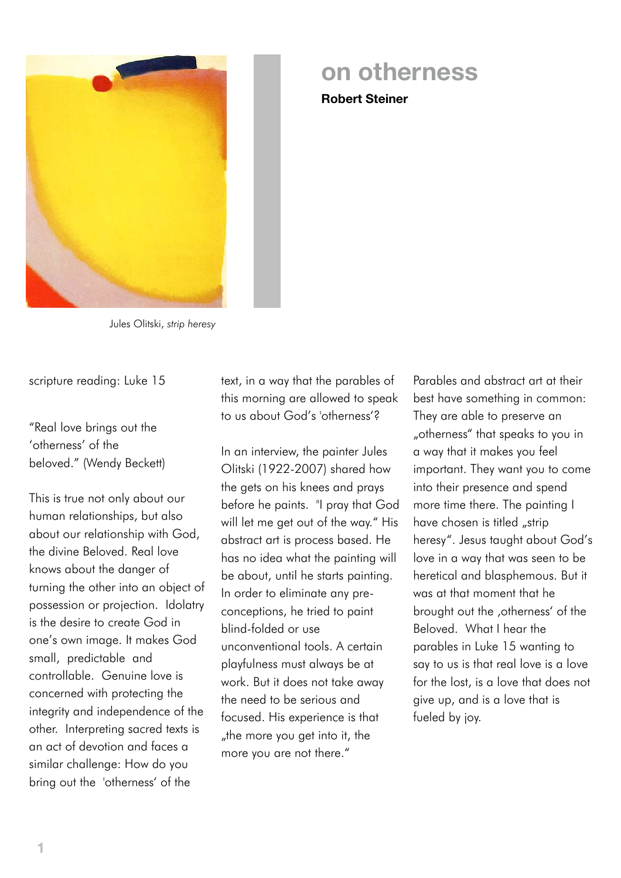# on otherness

**Robert Steiner**

Jules Olitski, *strip heresy*

scripture reading: Luke 15

"Real love brings out the 'otherness' of the beloved." (Wendy Beckett)

This is true not only about our human relationships, but also about our relationship with God, the divine Beloved. Real love knows about the danger of turning the other into an object of possession or projection. Idolatry is the desire to create God in one's own image. It makes God small, predictable and controllable. Genuine love is concerned with protecting the integrity and independence of the other. Interpreting sacred texts is an act of devotion and faces a similar challenge: How do you bring out the 'otherness' of the text, in a way that the parables of this morning are allowed to speak to us about God's 'otherness'?

In an interview, the painter Jules Olitski (1922-2007) shared how the gets on his knees and prays before he paints. "I pray that God will let me get out of the way." His abstract art is process based. He has no idea what the painting will be about, until he starts painting. In order to eliminate any pre-conceptions, he tried to paint blind-folded or use unconventional tools. A certain playfulness must always be at work. But it does not take away the need to be serious and focused. His experience is that „the more you get into it, the more you are not there."

Parables and abstract art at their best have something in common: They are able to preserve an „otherness" that speaks to you in a way that it makes you feel important. They want you to come into their presence and spend more time there. The painting I have chosen is titled „strip heresy". Jesus taught about God's love in a way that was seen to be heretical and blasphemous. But it was at that moment that he brought out the ‚otherness' of the Beloved. What I hear the parables in Luke 15 wanting to say to us is that real love is a love for the lost, is a love that does not give up, and is a love that is fueled by joy.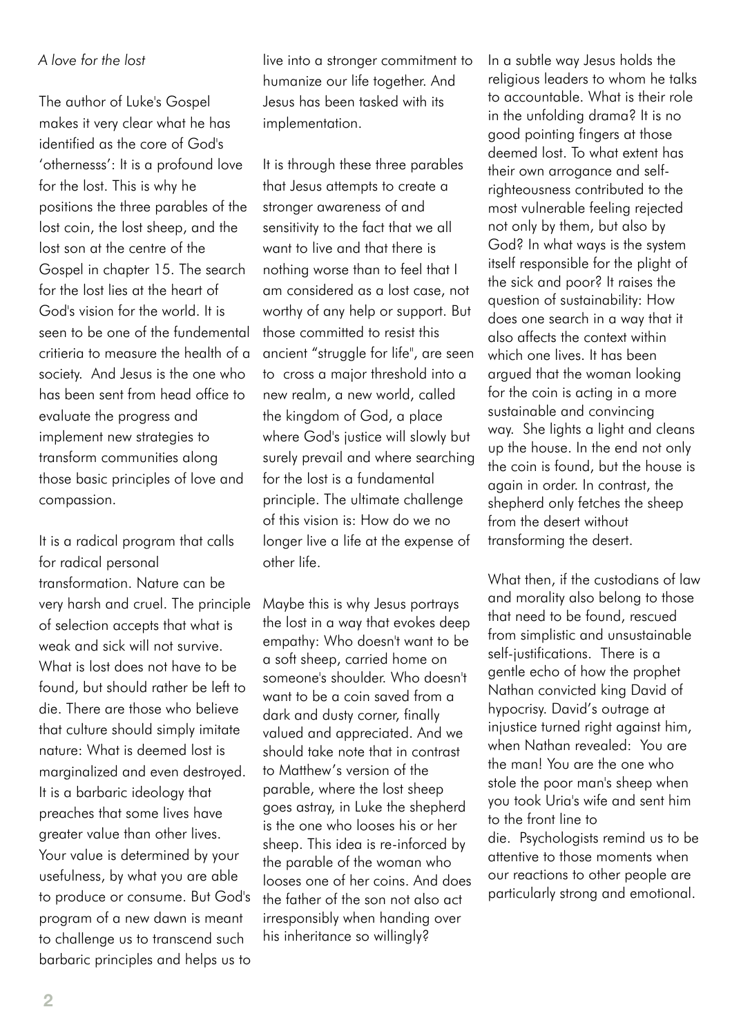*A love for the lost*

The author of Luke's Gospel makes it very clear what he has identified as the core of God's 'othernesss': It is a profound love for the lost. This is why he positions the three parables of the lost coin, the lost sheep, and the lost son at the centre of the Gospel in chapter 15. The search for the lost lies at the heart of God's vision for the world. It is seen to be one of the fundemental critieria to measure the health of a society. And Jesus is the one who has been sent from head office to evaluate the progress and implement new strategies to transform communities along those basic principles of love and compassion.

It is a radical program that calls for radical personal transformation. Nature can be very harsh and cruel. The principle of selection accepts that what is weak and sick will not survive. What is lost does not have to be found, but should rather be left to die. There are those who believe that culture should simply imitate nature: What is deemed lost is marginalized and even destroyed. It is a barbaric ideology that preaches that some lives have greater value than other lives. Your value is determined by your usefulness, by what you are able to produce or consume. But God's program of a new dawn is meant to challenge us to transcend such barbaric principles and helps us to live into a stronger commitment to humanize our life together. And Jesus has been tasked with its implementation.

It is through these three parables that Jesus attempts to create a stronger awareness of and sensitivity to the fact that we all want to live and that there is nothing worse than to feel that I am considered as a lost case, not worthy of any help or support. But those committed to resist this ancient "struggle for life", are seen to cross a major threshold into a new realm, a new world, called the kingdom of God, a place where God's justice will slowly but surely prevail and where searching for the lost is a fundamental principle. The ultimate challenge of this vision is: How do we no longer live a life at the expense of other life.

Maybe this is why Jesus portrays the lost in a way that evokes deep empathy: Who doesn't want to be a soft sheep, carried home on someone's shoulder. Who doesn't want to be a coin saved from a dark and dusty corner, finally valued and appreciated. And we should take note that in contrast to Matthew's version of the parable, where the lost sheep goes astray, in Luke the shepherd is the one who looses his or her sheep. This idea is re-inforced by the parable of the woman who looses one of her coins. And does the father of the son not also act irresponsibly when handing over his inheritance so willingly?

In a subtle way Jesus holds the religious leaders to whom he talks to accountable. What is their role in the unfolding drama? It is no good pointing fingers at those deemed lost. To what extent has their own arrogance and self-righteousness contributed to the most vulnerable feeling rejected not only by them, but also by God? In what ways is the system itself responsible for the plight of the sick and poor? It raises the question of sustainability: How does one search in a way that it also affects the context within which one lives. It has been argued that the woman looking for the coin is acting in a more sustainable and convincing way. She lights a light and cleans up the house. In the end not only the coin is found, but the house is again in order. In contrast, the shepherd only fetches the sheep from the desert without transforming the desert.

What then, if the custodians of law and morality also belong to those that need to be found, rescued from simplistic and unsustainable self-justifications. There is a gentle echo of how the prophet Nathan convicted king David of hypocrisy. David's outrage at injustice turned right against him, when Nathan revealed: You are the man! You are the one who stole the poor man's sheep when you took Uria's wife and sent him to the front line to die. Psychologists remind us to be attentive to those moments when our reactions to other people are particularly strong and emotional.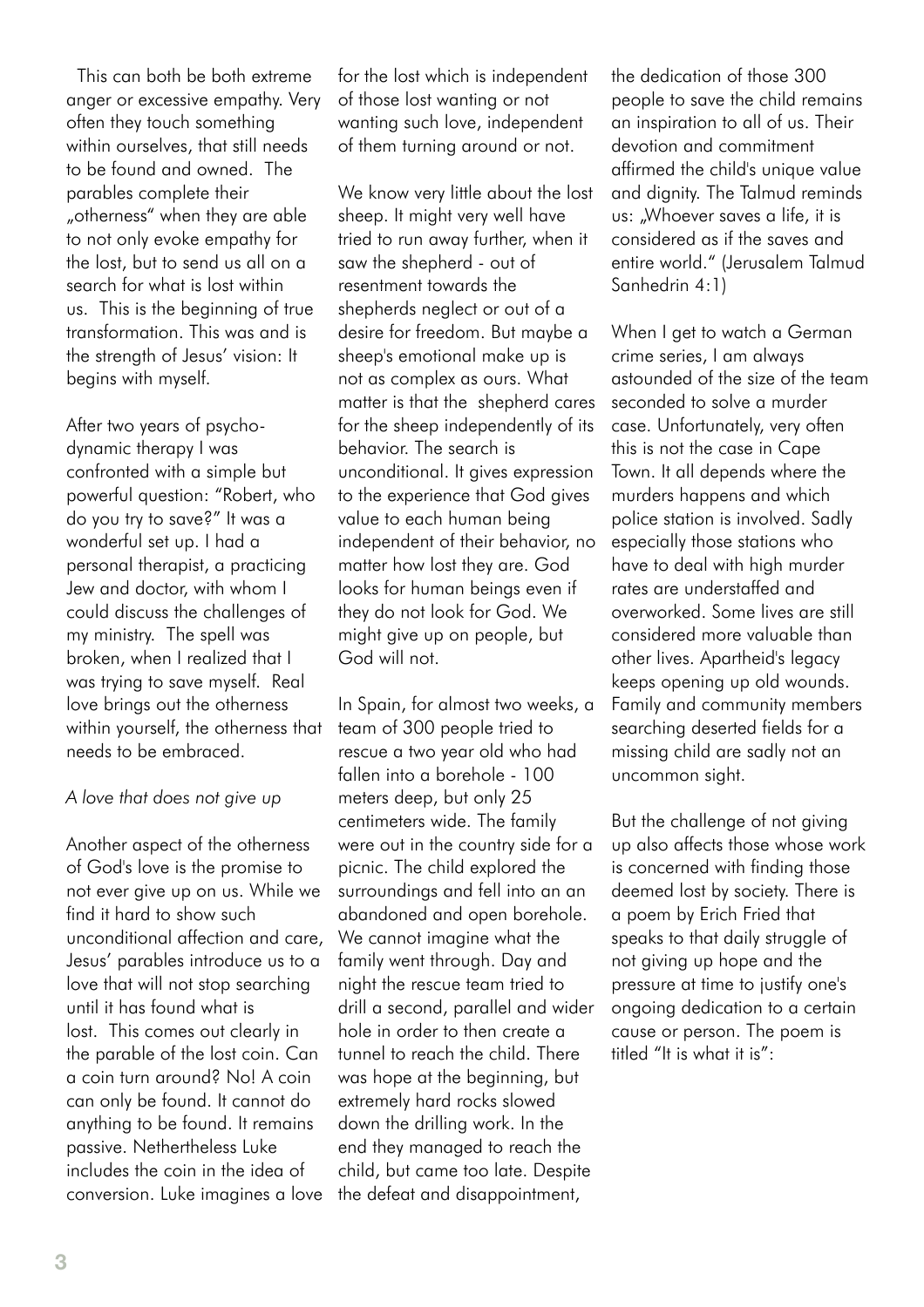This can both be both extreme anger or excessive empathy. Very often they touch something within ourselves, that still needs to be found and owned. The parables complete their „otherness" when they are able to not only evoke empathy for the lost, but to send us all on a search for what is lost within us. This is the beginning of true transformation. This was and is the strength of Jesus' vision: It begins with myself.

After two years of psycho-dynamic therapy I was confronted with a simple but powerful question: "Robert, who do you try to save?" It was a wonderful set up. I had a personal therapist, a practicing Jew and doctor, with whom I could discuss the challenges of my ministry. The spell was broken, when I realized that I was trying to save myself. Real love brings out the otherness within yourself, the otherness that needs to be embraced.

*A love that does not give up*

Another aspect of the otherness of God's love is the promise to not ever give up on us. While we find it hard to show such unconditional affection and care, Jesus' parables introduce us to a love that will not stop searching until it has found what is lost. This comes out clearly in the parable of the lost coin. Can a coin turn around? No! A coin can only be found. It cannot do anything to be found. It remains passive. Nethertheless Luke includes the coin in the idea of conversion. Luke imagines a love for the lost which is independent of those lost wanting or not wanting such love, independent of them turning around or not.

We know very little about the lost sheep. It might very well have tried to run away further, when it saw the shepherd - out of resentment towards the shepherds neglect or out of a desire for freedom. But maybe a sheep's emotional make up is not as complex as ours. What matter is that the shepherd cares for the sheep independently of its behavior. The search is unconditional. It gives expression to the experience that God gives value to each human being independent of their behavior, no matter how lost they are. God looks for human beings even if they do not look for God. We might give up on people, but God will not.

In Spain, for almost two weeks, a team of 300 people tried to rescue a two year old who had fallen into a borehole - 100 meters deep, but only 25 centimeters wide. The family were out in the country side for a picnic. The child explored the surroundings and fell into an an abandoned and open borehole. We cannot imagine what the family went through. Day and night the rescue team tried to drill a second, parallel and wider hole in order to then create a tunnel to reach the child. There was hope at the beginning, but extremely hard rocks slowed down the drilling work. In the end they managed to reach the child, but came too late. Despite the defeat and disappointment, the dedication of those 300 people to save the child remains an inspiration to all of us. Their devotion and commitment affirmed the child's unique value and dignity. The Talmud reminds us: „Whoever saves a life, it is considered as if the saves and entire world." (Jerusalem Talmud Sanhedrin 4:1)

When I get to watch a German crime series, I am always astounded of the size of the team seconded to solve a murder case. Unfortunately, very often this is not the case in Cape Town. It all depends where the murders happens and which police station is involved. Sadly especially those stations who have to deal with high murder rates are understaffed and overworked. Some lives are still considered more valuable than other lives. Apartheid's legacy keeps opening up old wounds. Family and community members searching deserted fields for a missing child are sadly not an uncommon sight.

But the challenge of not giving up also affects those whose work is concerned with finding those deemed lost by society. There is a poem by Erich Fried that speaks to that daily struggle of not giving up hope and the pressure at time to justify one's ongoing dedication to a certain cause or person. The poem is titled "It is what it is":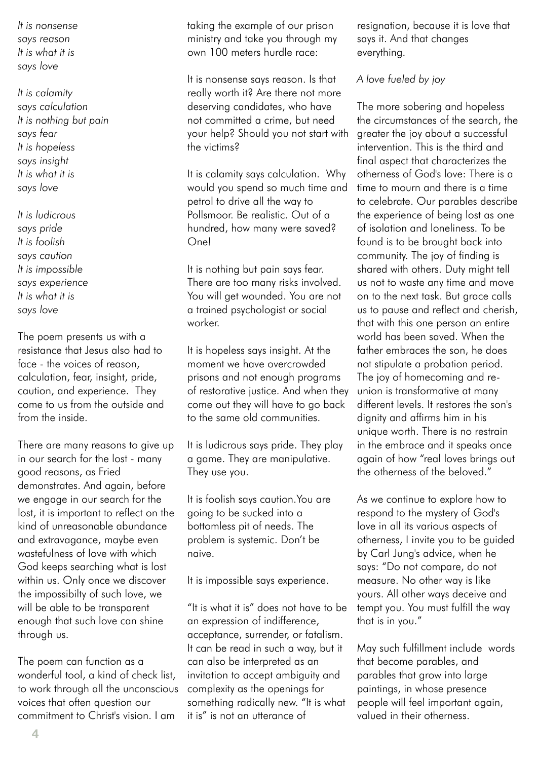*It is nonsense*
*says reason*
*It is what it is*
*says love*

*It is calamity*
*says calculation*
*It is nothing but pain*
*says fear*
*It is hopeless*
*says insight*
*It is what it is*
*says love*

*It is ludicrous*
*says pride*
*It is foolish*
*says caution*
*It is impossible*
*says experience*
*It is what it is*
*says love*

The poem presents us with a resistance that Jesus also had to face - the voices of reason, calculation, fear, insight, pride, caution, and experience. They come to us from the outside and from the inside.

There are many reasons to give up in our search for the lost - many good reasons, as Fried demonstrates. And again, before we engage in our search for the lost, it is important to reflect on the kind of unreasonable abundance and extravagance, maybe even wastefulness of love with which God keeps searching what is lost within us. Only once we discover the impossibilty of such love, we will be able to be transparent enough that such love can shine through us.

The poem can function as a wonderful tool, a kind of check list, to work through all the unconscious voices that often question our commitment to Christ's vision. I am taking the example of our prison ministry and take you through my own 100 meters hurdle race:

It is nonsense says reason. Is that really worth it? Are there not more deserving candidates, who have not committed a crime, but need your help? Should you not start with the victims?

It is calamity says calculation. Why would you spend so much time and petrol to drive all the way to Pollsmoor. Be realistic. Out of a hundred, how many were saved? One!

It is nothing but pain says fear. There are too many risks involved. You will get wounded. You are not a trained psychologist or social worker.

It is hopeless says insight. At the moment we have overcrowded prisons and not enough programs of restorative justice. And when they come out they will have to go back to the same old communities.

It is ludicrous says pride. They play a game. They are manipulative. They use you.

It is foolish says caution.You are going to be sucked into a bottomless pit of needs. The problem is systemic. Don't be naive.

It is impossible says experience.

"It is what it is" does not have to be an expression of indifference, acceptance, surrender, or fatalism. It can be read in such a way, but it can also be interpreted as an invitation to accept ambiguity and complexity as the openings for something radically new. "It is what it is" is not an utterance of resignation, because it is love that says it. And that changes everything.

*A love fueled by joy*

The more sobering and hopeless the circumstances of the search, the greater the joy about a successful intervention. This is the third and final aspect that characterizes the otherness of God's love: There is a time to mourn and there is a time to celebrate. Our parables describe the experience of being lost as one of isolation and loneliness. To be found is to be brought back into community. The joy of finding is shared with others. Duty might tell us not to waste any time and move on to the next task. But grace calls us to pause and reflect and cherish, that with this one person an entire world has been saved. When the father embraces the son, he does not stipulate a probation period. The joy of homecoming and re-union is transformative at many different levels. It restores the son's dignity and affirms him in his unique worth. There is no restrain in the embrace and it speaks once again of how "real loves brings out the otherness of the beloved."

As we continue to explore how to respond to the mystery of God's love in all its various aspects of otherness, I invite you to be guided by Carl Jung's advice, when he says: "Do not compare, do not measure. No other way is like yours. All other ways deceive and tempt you. You must fulfill the way that is in you."

May such fulfillment include words that become parables, and parables that grow into large paintings, in whose presence people will feel important again, valued in their otherness.